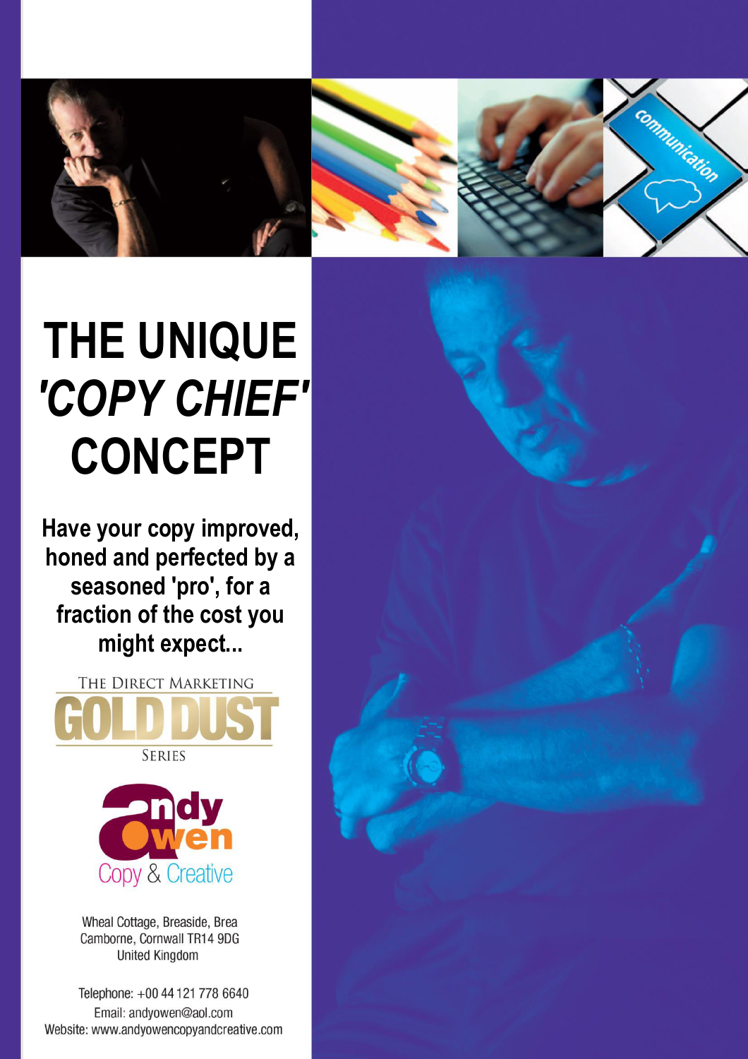# THE UNIQUE *'COPY CHIEF'* CONCEPT

**Have your copy improved, honed and perfected by a seasoned 'pro', for a fraction of the cost you might expect...**

THE DIRECT MARKETING GOLD DUST SERIES

andy owen Copy & Creative

Wheal Cottage, Breaside, Brea
Camborne, Cornwall TR14 9DG
United Kingdom

Telephone: +00 44 121 778 6640
Email: andyowen@aol.com
Website: www.andyowencopyandcreative.com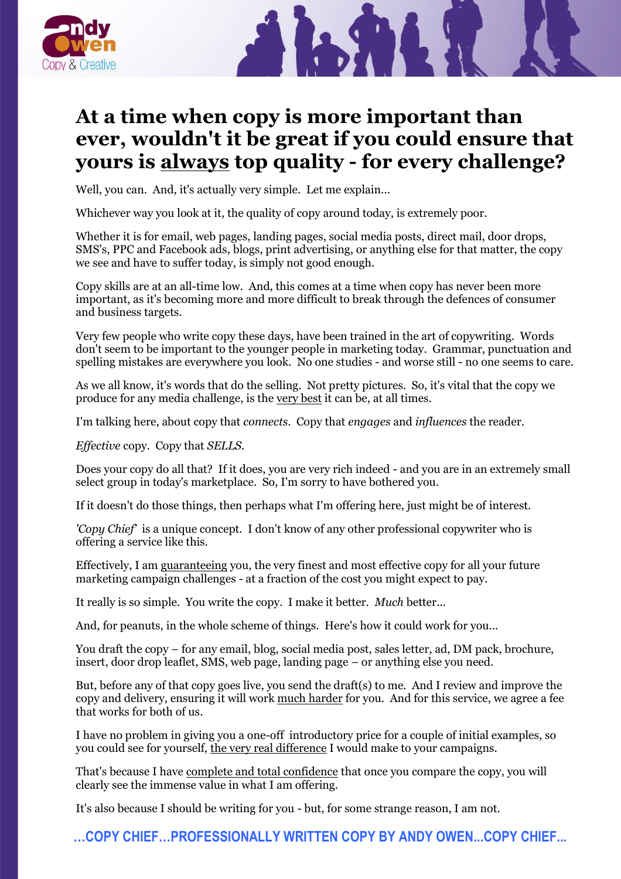# At a time when copy is more important than ever, wouldn't it be great if you could ensure that yours is <u>always</u> top quality - for every challenge?

Well, you can. And, it's actually very simple. Let me explain...

Whichever way you look at it, the quality of copy around today, is extremely poor.

Whether it is for email, web pages, landing pages, social media posts, direct mail, door drops, SMS's, PPC and Facebook ads, blogs, print advertising, or anything else for that matter, the copy we see and have to suffer today, is simply not good enough.

Copy skills are at an all-time low. And, this comes at a time when copy has never been more important, as it's becoming more and more difficult to break through the defences of consumer and business targets.

Very few people who write copy these days, have been trained in the art of copywriting. Words don't seem to be important to the younger people in marketing today. Grammar, punctuation and spelling mistakes are everywhere you look. No one studies - and worse still - no one seems to care.

As we all know, it's words that do the selling. Not pretty pictures. So, it's vital that the copy we produce for any media challenge, is the <u>very best</u> it can be, at all times.

I'm talking here, about copy that *connects*. Copy that *engages* and *influences* the reader.

*Effective* copy. Copy that *SELLS.*

Does your copy do all that? If it does, you are very rich indeed - and you are in an extremely small select group in today's marketplace. So, I'm sorry to have bothered you.

If it doesn't do those things, then perhaps what I'm offering here, just might be of interest.

*'Copy Chief'* is a unique concept. I don't know of any other professional copywriter who is offering a service like this.

Effectively, I am <u>guaranteeing</u> you, the very finest and most effective copy for all your future marketing campaign challenges - at a fraction of the cost you might expect to pay.

It really is so simple. You write the copy. I make it better. *Much* better...

And, for peanuts, in the whole scheme of things. Here's how it could work for you...

You draft the copy – for any email, blog, social media post, sales letter, ad, DM pack, brochure, insert, door drop leaflet, SMS, web page, landing page – or anything else you need.

But, before any of that copy goes live, you send the draft(s) to me. And I review and improve the copy and delivery, ensuring it will work <u>much harder</u> for you. And for this service, we agree a fee that works for both of us.

I have no problem in giving you a one-off introductory price for a couple of initial examples, so you could see for yourself, <u>the very real difference</u> I would make to your campaigns.

That's because I have <u>complete and total confidence</u> that once you compare the copy, you will clearly see the immense value in what I am offering.

It's also because I should be writing for you - but, for some strange reason, I am not.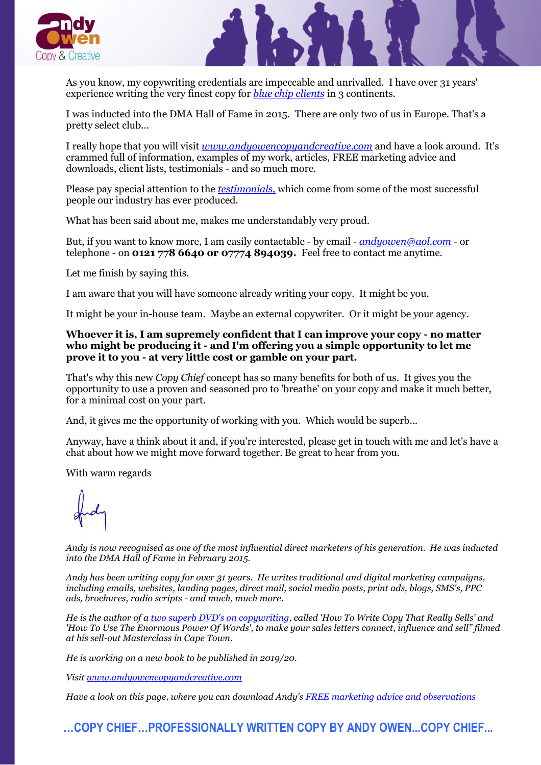As you know, my copywriting credentials are impeccable and unrivalled. I have over 31 years' experience writing the very finest copy for *blue chip clients* in 3 continents.

I was inducted into the DMA Hall of Fame in 2015. There are only two of us in Europe. That's a pretty select club...

I really hope that you will visit *www.andyowencopyandcreative.com* and have a look around. It's crammed full of information, examples of my work, articles, FREE marketing advice and downloads, client lists, testimonials - and so much more.

Please pay special attention to the *testimonials,* which come from some of the most successful people our industry has ever produced.

What has been said about me, makes me understandably very proud.

But, if you want to know more, I am easily contactable - by email - *andyowen@aol.com* - or telephone - on **0121 778 6640 or 07774 894039.** Feel free to contact me anytime.

Let me finish by saying this.

I am aware that you will have someone already writing your copy. It might be you.

It might be your in-house team. Maybe an external copywriter. Or it might be your agency.

**Whoever it is, I am supremely confident that I can improve your copy - no matter who might be producing it - and I'm offering you a simple opportunity to let me prove it to you - at very little cost or gamble on your part.**

That's why this new *Copy Chief* concept has so many benefits for both of us. It gives you the opportunity to use a proven and seasoned pro to 'breathe' on your copy and make it much better, for a minimal cost on your part.

And, it gives me the opportunity of working with you. Which would be superb...

Anyway, have a think about it and, if you're interested, please get in touch with me and let's have a chat about how we might move forward together. Be great to hear from you.

With warm regards

Andy

*Andy is now recognised as one of the most influential direct marketers of his generation. He was inducted into the DMA Hall of Fame in February 2015.*

*Andy has been writing copy for over 31 years. He writes traditional and digital marketing campaigns, including emails, websites, landing pages, direct mail, social media posts, print ads, blogs, SMS's, PPC ads, brochures, radio scripts - and much, much more.*

*He is the author of a two superb DVD's on copywriting, called 'How To Write Copy That Really Sells' and 'How To Use The Enormous Power Of Words', to make your sales letters connect, influence and sell" filmed at his sell-out Masterclass in Cape Town.*

*He is working on a new book to be published in 2019/20.*

*Visit www.andyowencopyandcreative.com*

*Have a look on this page, where you can download Andy's FREE marketing advice and observations*

**...COPY CHIEF...PROFESSIONALLY WRITTEN COPY BY ANDY OWEN...COPY CHIEF...**